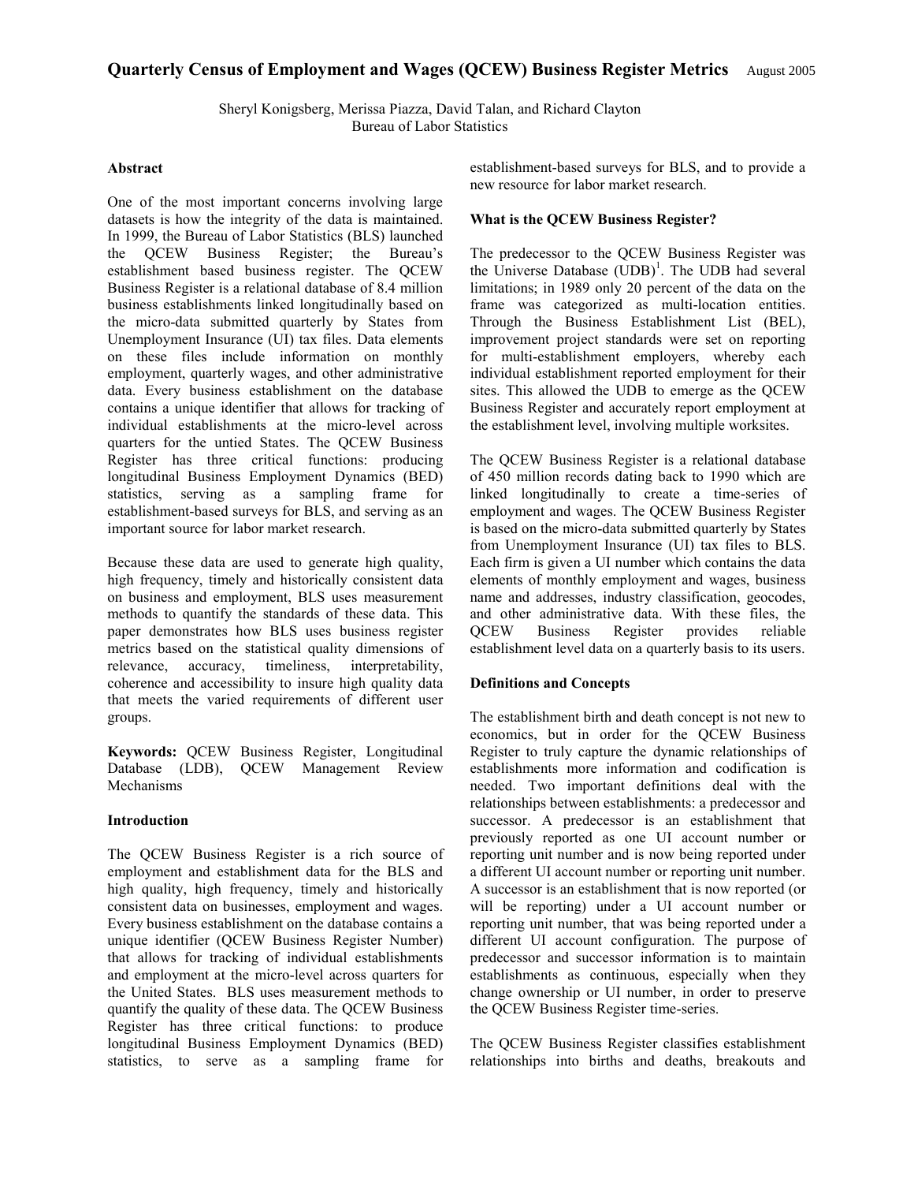# Quarterly Census of Employment and Wages (QCEW) Business Register Metrics

August 2005

Sheryl Konigsberg, Merissa Piazza, David Talan, and Richard Clayton
Bureau of Labor Statistics

### Abstract

One of the most important concerns involving large datasets is how the integrity of the data is maintained. In 1999, the Bureau of Labor Statistics (BLS) launched the QCEW Business Register; the Bureau's establishment based business register. The QCEW Business Register is a relational database of 8.4 million business establishments linked longitudinally based on the micro-data submitted quarterly by States from Unemployment Insurance (UI) tax files. Data elements on these files include information on monthly employment, quarterly wages, and other administrative data. Every business establishment on the database contains a unique identifier that allows for tracking of individual establishments at the micro-level across quarters for the untied States. The QCEW Business Register has three critical functions: producing longitudinal Business Employment Dynamics (BED) statistics, serving as a sampling frame for establishment-based surveys for BLS, and serving as an important source for labor market research.

Because these data are used to generate high quality, high frequency, timely and historically consistent data on business and employment, BLS uses measurement methods to quantify the standards of these data. This paper demonstrates how BLS uses business register metrics based on the statistical quality dimensions of relevance, accuracy, timeliness, interpretability, coherence and accessibility to insure high quality data that meets the varied requirements of different user groups.

**Keywords:** QCEW Business Register, Longitudinal Database (LDB), QCEW Management Review Mechanisms

### Introduction

The QCEW Business Register is a rich source of employment and establishment data for the BLS and high quality, high frequency, timely and historically consistent data on businesses, employment and wages. Every business establishment on the database contains a unique identifier (QCEW Business Register Number) that allows for tracking of individual establishments and employment at the micro-level across quarters for the United States. BLS uses measurement methods to quantify the quality of these data. The QCEW Business Register has three critical functions: to produce longitudinal Business Employment Dynamics (BED) statistics, to serve as a sampling frame for establishment-based surveys for BLS, and to provide a new resource for labor market research.

### What is the QCEW Business Register?

The predecessor to the QCEW Business Register was the Universe Database (UDB)[1]. The UDB had several limitations; in 1989 only 20 percent of the data on the frame was categorized as multi-location entities. Through the Business Establishment List (BEL), improvement project standards were set on reporting for multi-establishment employers, whereby each individual establishment reported employment for their sites. This allowed the UDB to emerge as the QCEW Business Register and accurately report employment at the establishment level, involving multiple worksites.

The QCEW Business Register is a relational database of 450 million records dating back to 1990 which are linked longitudinally to create a time-series of employment and wages. The QCEW Business Register is based on the micro-data submitted quarterly by States from Unemployment Insurance (UI) tax files to BLS. Each firm is given a UI number which contains the data elements of monthly employment and wages, business name and addresses, industry classification, geocodes, and other administrative data. With these files, the QCEW Business Register provides reliable establishment level data on a quarterly basis to its users.

### Definitions and Concepts

The establishment birth and death concept is not new to economics, but in order for the QCEW Business Register to truly capture the dynamic relationships of establishments more information and codification is needed. Two important definitions deal with the relationships between establishments: a predecessor and successor. A predecessor is an establishment that previously reported as one UI account number or reporting unit number and is now being reported under a different UI account number or reporting unit number. A successor is an establishment that is now reported (or will be reporting) under a UI account number or reporting unit number, that was being reported under a different UI account configuration. The purpose of predecessor and successor information is to maintain establishments as continuous, especially when they change ownership or UI number, in order to preserve the QCEW Business Register time-series.

The QCEW Business Register classifies establishment relationships into births and deaths, breakouts and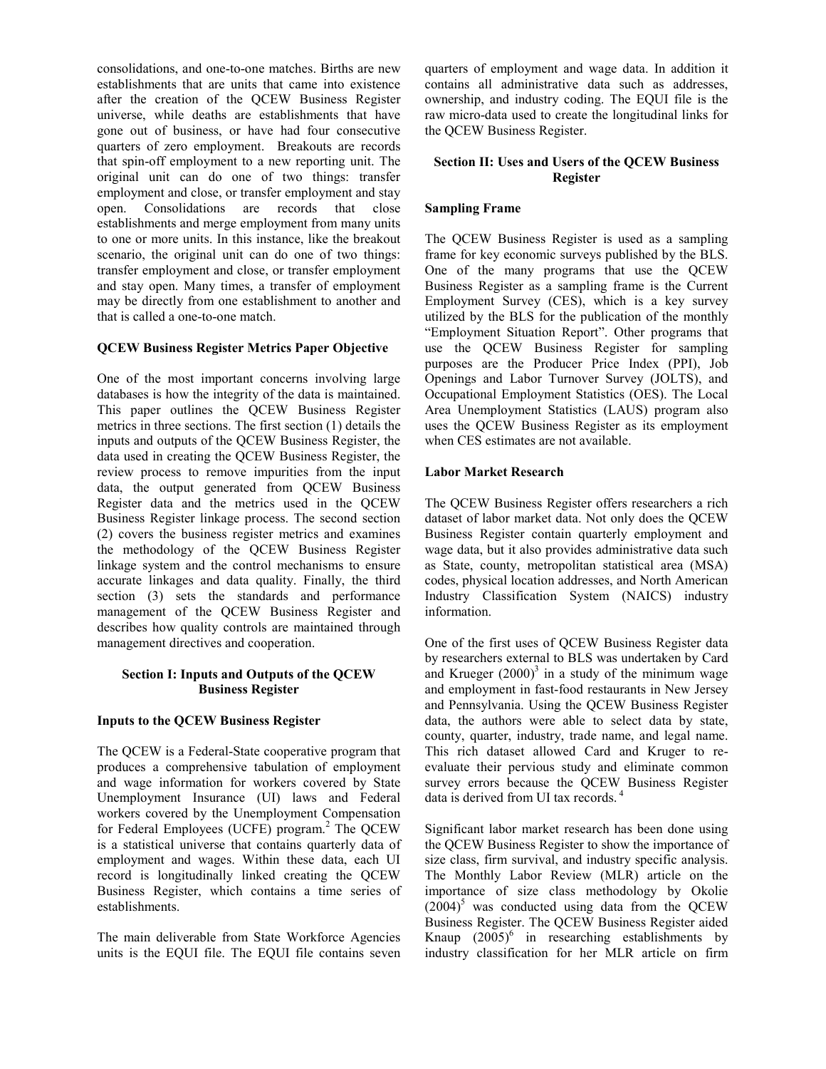consolidations, and one-to-one matches. Births are new establishments that are units that came into existence after the creation of the QCEW Business Register universe, while deaths are establishments that have gone out of business, or have had four consecutive quarters of zero employment. Breakouts are records that spin-off employment to a new reporting unit. The original unit can do one of two things: transfer employment and close, or transfer employment and stay open. Consolidations are records that close establishments and merge employment from many units to one or more units. In this instance, like the breakout scenario, the original unit can do one of two things: transfer employment and close, or transfer employment and stay open. Many times, a transfer of employment may be directly from one establishment to another and that is called a one-to-one match.

**QCEW Business Register Metrics Paper Objective**

One of the most important concerns involving large databases is how the integrity of the data is maintained. This paper outlines the QCEW Business Register metrics in three sections. The first section (1) details the inputs and outputs of the QCEW Business Register, the data used in creating the QCEW Business Register, the review process to remove impurities from the input data, the output generated from QCEW Business Register data and the metrics used in the QCEW Business Register linkage process. The second section (2) covers the business register metrics and examines the methodology of the QCEW Business Register linkage system and the control mechanisms to ensure accurate linkages and data quality. Finally, the third section (3) sets the standards and performance management of the QCEW Business Register and describes how quality controls are maintained through management directives and cooperation.

## Section I: Inputs and Outputs of the QCEW Business Register

**Inputs to the QCEW Business Register**

The QCEW is a Federal-State cooperative program that produces a comprehensive tabulation of employment and wage information for workers covered by State Unemployment Insurance (UI) laws and Federal workers covered by the Unemployment Compensation for Federal Employees (UCFE) program.[2] The QCEW is a statistical universe that contains quarterly data of employment and wages. Within these data, each UI record is longitudinally linked creating the QCEW Business Register, which contains a time series of establishments.

The main deliverable from State Workforce Agencies units is the EQUI file. The EQUI file contains seven quarters of employment and wage data. In addition it contains all administrative data such as addresses, ownership, and industry coding. The EQUI file is the raw micro-data used to create the longitudinal links for the QCEW Business Register.

## Section II: Uses and Users of the QCEW Business Register

**Sampling Frame**

The QCEW Business Register is used as a sampling frame for key economic surveys published by the BLS. One of the many programs that use the QCEW Business Register as a sampling frame is the Current Employment Survey (CES), which is a key survey utilized by the BLS for the publication of the monthly "Employment Situation Report". Other programs that use the QCEW Business Register for sampling purposes are the Producer Price Index (PPI), Job Openings and Labor Turnover Survey (JOLTS), and Occupational Employment Statistics (OES). The Local Area Unemployment Statistics (LAUS) program also uses the QCEW Business Register as its employment when CES estimates are not available.

**Labor Market Research**

The QCEW Business Register offers researchers a rich dataset of labor market data. Not only does the QCEW Business Register contain quarterly employment and wage data, but it also provides administrative data such as State, county, metropolitan statistical area (MSA) codes, physical location addresses, and North American Industry Classification System (NAICS) industry information.

One of the first uses of QCEW Business Register data by researchers external to BLS was undertaken by Card and Krueger (2000)[3] in a study of the minimum wage and employment in fast-food restaurants in New Jersey and Pennsylvania. Using the QCEW Business Register data, the authors were able to select data by state, county, quarter, industry, trade name, and legal name. This rich dataset allowed Card and Kruger to re-evaluate their pervious study and eliminate common survey errors because the QCEW Business Register data is derived from UI tax records.[4]

Significant labor market research has been done using the QCEW Business Register to show the importance of size class, firm survival, and industry specific analysis. The Monthly Labor Review (MLR) article on the importance of size class methodology by Okolie (2004)[5] was conducted using data from the QCEW Business Register. The QCEW Business Register aided Knaup (2005)[6] in researching establishments by industry classification for her MLR article on firm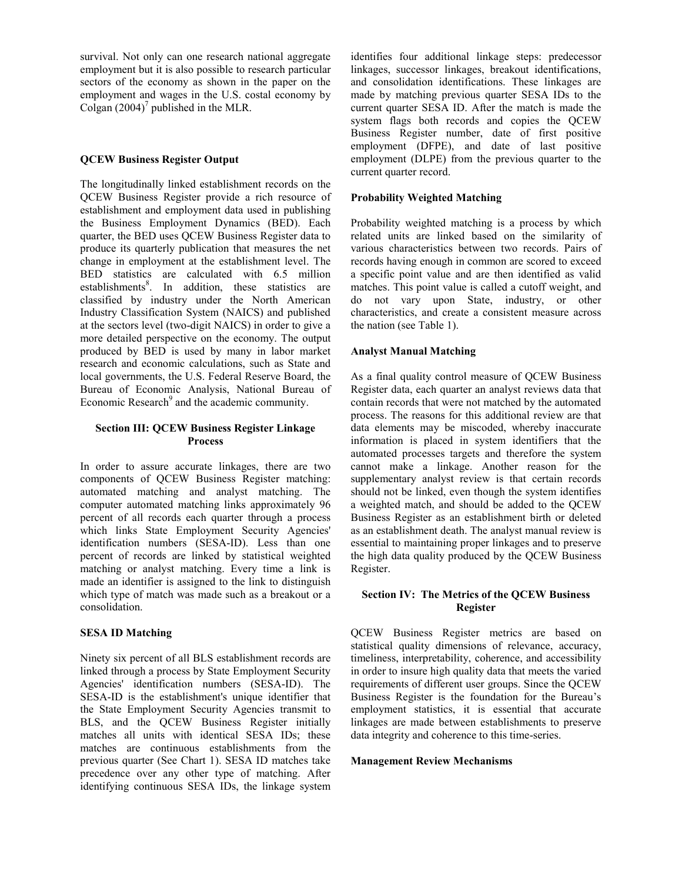survival. Not only can one research national aggregate employment but it is also possible to research particular sectors of the economy as shown in the paper on the employment and wages in the U.S. costal economy by Colgan (2004)[7] published in the MLR.

### QCEW Business Register Output

The longitudinally linked establishment records on the QCEW Business Register provide a rich resource of establishment and employment data used in publishing the Business Employment Dynamics (BED). Each quarter, the BED uses QCEW Business Register data to produce its quarterly publication that measures the net change in employment at the establishment level. The BED statistics are calculated with 6.5 million establishments[8]. In addition, these statistics are classified by industry under the North American Industry Classification System (NAICS) and published at the sectors level (two-digit NAICS) in order to give a more detailed perspective on the economy. The output produced by BED is used by many in labor market research and economic calculations, such as State and local governments, the U.S. Federal Reserve Board, the Bureau of Economic Analysis, National Bureau of Economic Research[9] and the academic community.

## Section III: QCEW Business Register Linkage Process

In order to assure accurate linkages, there are two components of QCEW Business Register matching: automated matching and analyst matching. The computer automated matching links approximately 96 percent of all records each quarter through a process which links State Employment Security Agencies' identification numbers (SESA-ID). Less than one percent of records are linked by statistical weighted matching or analyst matching. Every time a link is made an identifier is assigned to the link to distinguish which type of match was made such as a breakout or a consolidation.

### SESA ID Matching

Ninety six percent of all BLS establishment records are linked through a process by State Employment Security Agencies' identification numbers (SESA-ID). The SESA-ID is the establishment's unique identifier that the State Employment Security Agencies transmit to BLS, and the QCEW Business Register initially matches all units with identical SESA IDs; these matches are continuous establishments from the previous quarter (See Chart 1). SESA ID matches take precedence over any other type of matching. After identifying continuous SESA IDs, the linkage system identifies four additional linkage steps: predecessor linkages, successor linkages, breakout identifications, and consolidation identifications. These linkages are made by matching previous quarter SESA IDs to the current quarter SESA ID. After the match is made the system flags both records and copies the QCEW Business Register number, date of first positive employment (DFPE), and date of last positive employment (DLPE) from the previous quarter to the current quarter record.

### Probability Weighted Matching

Probability weighted matching is a process by which related units are linked based on the similarity of various characteristics between two records. Pairs of records having enough in common are scored to exceed a specific point value and are then identified as valid matches. This point value is called a cutoff weight, and do not vary upon State, industry, or other characteristics, and create a consistent measure across the nation (see Table 1).

### Analyst Manual Matching

As a final quality control measure of QCEW Business Register data, each quarter an analyst reviews data that contain records that were not matched by the automated process. The reasons for this additional review are that data elements may be miscoded, whereby inaccurate information is placed in system identifiers that the automated processes targets and therefore the system cannot make a linkage. Another reason for the supplementary analyst review is that certain records should not be linked, even though the system identifies a weighted match, and should be added to the QCEW Business Register as an establishment birth or deleted as an establishment death. The analyst manual review is essential to maintaining proper linkages and to preserve the high data quality produced by the QCEW Business Register.

## Section IV: The Metrics of the QCEW Business Register

QCEW Business Register metrics are based on statistical quality dimensions of relevance, accuracy, timeliness, interpretability, coherence, and accessibility in order to insure high quality data that meets the varied requirements of different user groups. Since the QCEW Business Register is the foundation for the Bureau's employment statistics, it is essential that accurate linkages are made between establishments to preserve data integrity and coherence to this time-series.

### Management Review Mechanisms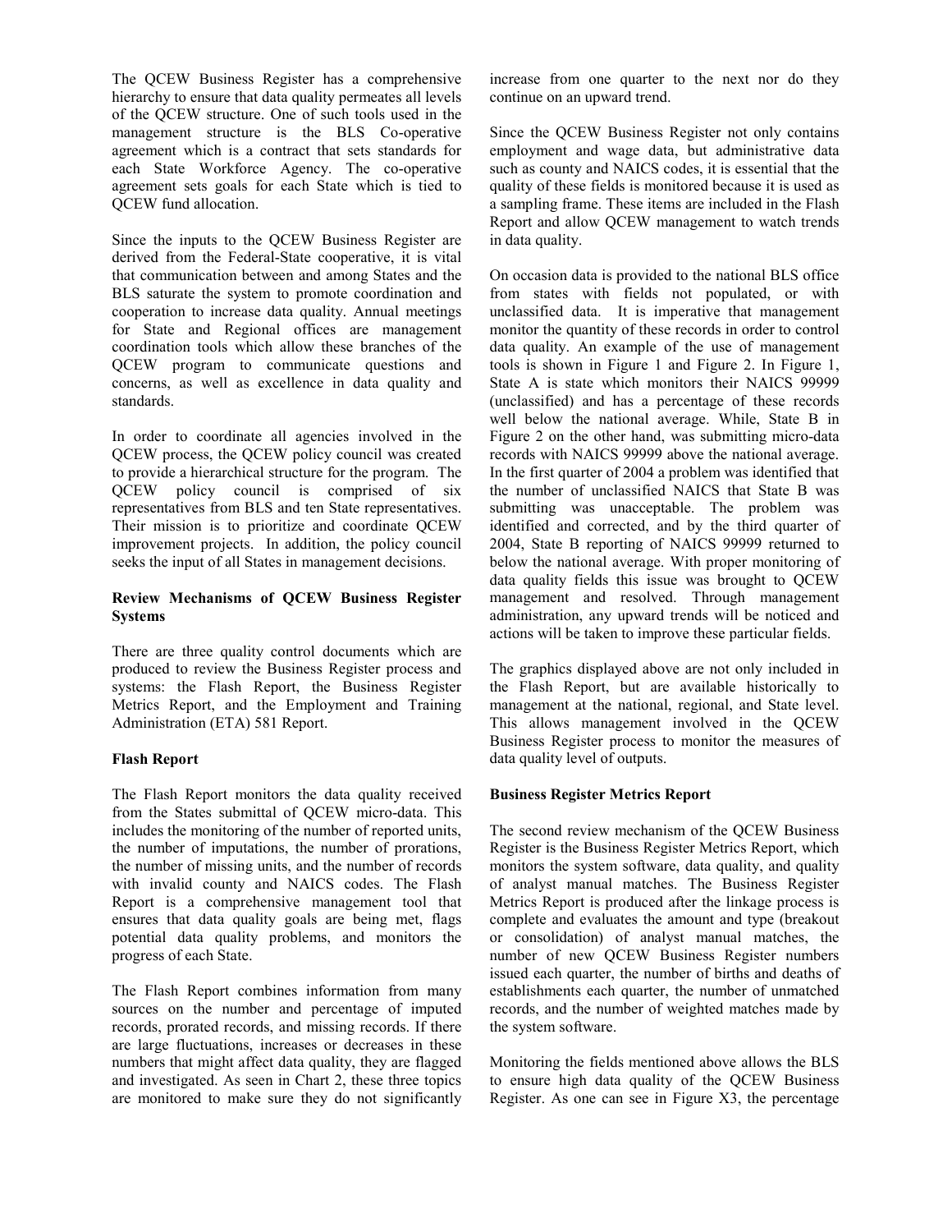The QCEW Business Register has a comprehensive hierarchy to ensure that data quality permeates all levels of the QCEW structure. One of such tools used in the management structure is the BLS Co-operative agreement which is a contract that sets standards for each State Workforce Agency. The co-operative agreement sets goals for each State which is tied to QCEW fund allocation.

Since the inputs to the QCEW Business Register are derived from the Federal-State cooperative, it is vital that communication between and among States and the BLS saturate the system to promote coordination and cooperation to increase data quality. Annual meetings for State and Regional offices are management coordination tools which allow these branches of the QCEW program to communicate questions and concerns, as well as excellence in data quality and standards.

In order to coordinate all agencies involved in the QCEW process, the QCEW policy council was created to provide a hierarchical structure for the program. The QCEW policy council is comprised of six representatives from BLS and ten State representatives. Their mission is to prioritize and coordinate QCEW improvement projects. In addition, the policy council seeks the input of all States in management decisions.

**Review Mechanisms of QCEW Business Register Systems**

There are three quality control documents which are produced to review the Business Register process and systems: the Flash Report, the Business Register Metrics Report, and the Employment and Training Administration (ETA) 581 Report.

**Flash Report**

The Flash Report monitors the data quality received from the States submittal of QCEW micro-data. This includes the monitoring of the number of reported units, the number of imputations, the number of prorations, the number of missing units, and the number of records with invalid county and NAICS codes. The Flash Report is a comprehensive management tool that ensures that data quality goals are being met, flags potential data quality problems, and monitors the progress of each State.

The Flash Report combines information from many sources on the number and percentage of imputed records, prorated records, and missing records. If there are large fluctuations, increases or decreases in these numbers that might affect data quality, they are flagged and investigated. As seen in Chart 2, these three topics are monitored to make sure they do not significantly increase from one quarter to the next nor do they continue on an upward trend.

Since the QCEW Business Register not only contains employment and wage data, but administrative data such as county and NAICS codes, it is essential that the quality of these fields is monitored because it is used as a sampling frame. These items are included in the Flash Report and allow QCEW management to watch trends in data quality.

On occasion data is provided to the national BLS office from states with fields not populated, or with unclassified data. It is imperative that management monitor the quantity of these records in order to control data quality. An example of the use of management tools is shown in Figure 1 and Figure 2. In Figure 1, State A is state which monitors their NAICS 99999 (unclassified) and has a percentage of these records well below the national average. While, State B in Figure 2 on the other hand, was submitting micro-data records with NAICS 99999 above the national average. In the first quarter of 2004 a problem was identified that the number of unclassified NAICS that State B was submitting was unacceptable. The problem was identified and corrected, and by the third quarter of 2004, State B reporting of NAICS 99999 returned to below the national average. With proper monitoring of data quality fields this issue was brought to QCEW management and resolved. Through management administration, any upward trends will be noticed and actions will be taken to improve these particular fields.

The graphics displayed above are not only included in the Flash Report, but are available historically to management at the national, regional, and State level. This allows management involved in the QCEW Business Register process to monitor the measures of data quality level of outputs.

**Business Register Metrics Report**

The second review mechanism of the QCEW Business Register is the Business Register Metrics Report, which monitors the system software, data quality, and quality of analyst manual matches. The Business Register Metrics Report is produced after the linkage process is complete and evaluates the amount and type (breakout or consolidation) of analyst manual matches, the number of new QCEW Business Register numbers issued each quarter, the number of births and deaths of establishments each quarter, the number of unmatched records, and the number of weighted matches made by the system software.

Monitoring the fields mentioned above allows the BLS to ensure high data quality of the QCEW Business Register. As one can see in Figure X3, the percentage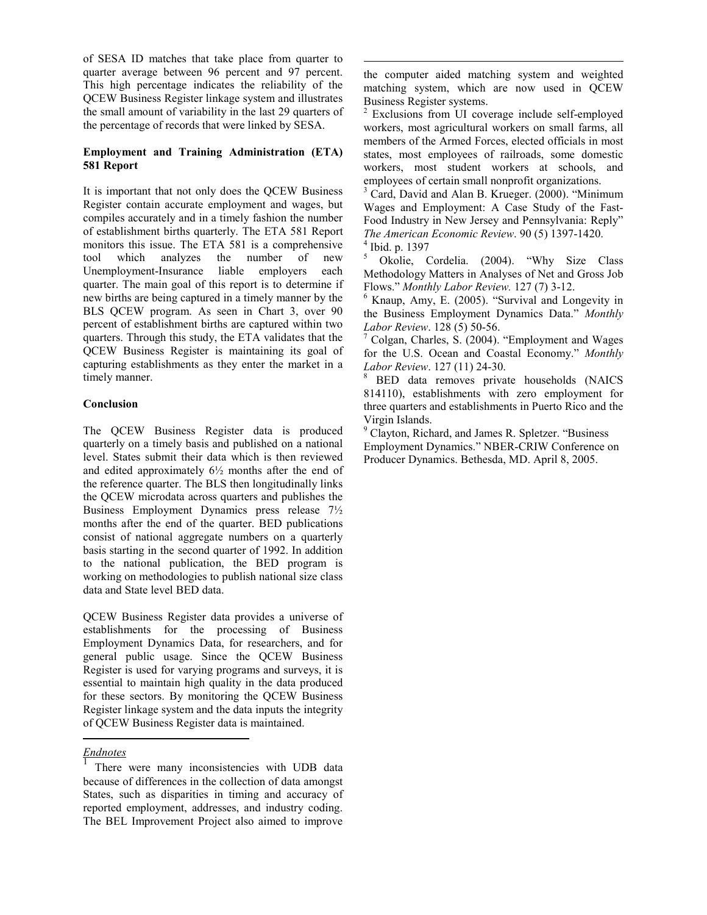of SESA ID matches that take place from quarter to quarter average between 96 percent and 97 percent. This high percentage indicates the reliability of the QCEW Business Register linkage system and illustrates the small amount of variability in the last 29 quarters of the percentage of records that were linked by SESA.

**Employment and Training Administration (ETA) 581 Report**

It is important that not only does the QCEW Business Register contain accurate employment and wages, but compiles accurately and in a timely fashion the number of establishment births quarterly. The ETA 581 Report monitors this issue. The ETA 581 is a comprehensive tool which analyzes the number of new Unemployment-Insurance liable employers each quarter. The main goal of this report is to determine if new births are being captured in a timely manner by the BLS QCEW program. As seen in Chart 3, over 90 percent of establishment births are captured within two quarters. Through this study, the ETA validates that the QCEW Business Register is maintaining its goal of capturing establishments as they enter the market in a timely manner.

**Conclusion**

The QCEW Business Register data is produced quarterly on a timely basis and published on a national level. States submit their data which is then reviewed and edited approximately 6½ months after the end of the reference quarter. The BLS then longitudinally links the QCEW microdata across quarters and publishes the Business Employment Dynamics press release 7½ months after the end of the quarter. BED publications consist of national aggregate numbers on a quarterly basis starting in the second quarter of 1992. In addition to the national publication, the BED program is working on methodologies to publish national size class data and State level BED data.

QCEW Business Register data provides a universe of establishments for the processing of Business Employment Dynamics Data, for researchers, and for general public usage. Since the QCEW Business Register is used for varying programs and surveys, it is essential to maintain high quality in the data produced for these sectors. By monitoring the QCEW Business Register linkage system and the data inputs the integrity of QCEW Business Register data is maintained.

*Endnotes*

[1] There were many inconsistencies with UDB data because of differences in the collection of data amongst States, such as disparities in timing and accuracy of reported employment, addresses, and industry coding. The BEL Improvement Project also aimed to improve the computer aided matching system and weighted matching system, which are now used in QCEW Business Register systems.

[2] Exclusions from UI coverage include self-employed workers, most agricultural workers on small farms, all members of the Armed Forces, elected officials in most states, most employees of railroads, some domestic workers, most student workers at schools, and employees of certain small nonprofit organizations.

[3] Card, David and Alan B. Krueger. (2000). "Minimum Wages and Employment: A Case Study of the Fast-Food Industry in New Jersey and Pennsylvania: Reply" *The American Economic Review*. 90 (5) 1397-1420.

[4] Ibid. p. 1397

[5] Okolie, Cordelia. (2004). "Why Size Class Methodology Matters in Analyses of Net and Gross Job Flows." *Monthly Labor Review.* 127 (7) 3-12.

[6] Knaup, Amy, E. (2005). "Survival and Longevity in the Business Employment Dynamics Data." *Monthly Labor Review*. 128 (5) 50-56.

[7] Colgan, Charles, S. (2004). "Employment and Wages for the U.S. Ocean and Coastal Economy." *Monthly Labor Review*. 127 (11) 24-30.

[8] BED data removes private households (NAICS 814110), establishments with zero employment for three quarters and establishments in Puerto Rico and the Virgin Islands.

[9] Clayton, Richard, and James R. Spletzer. "Business Employment Dynamics." NBER-CRIW Conference on Producer Dynamics. Bethesda, MD. April 8, 2005.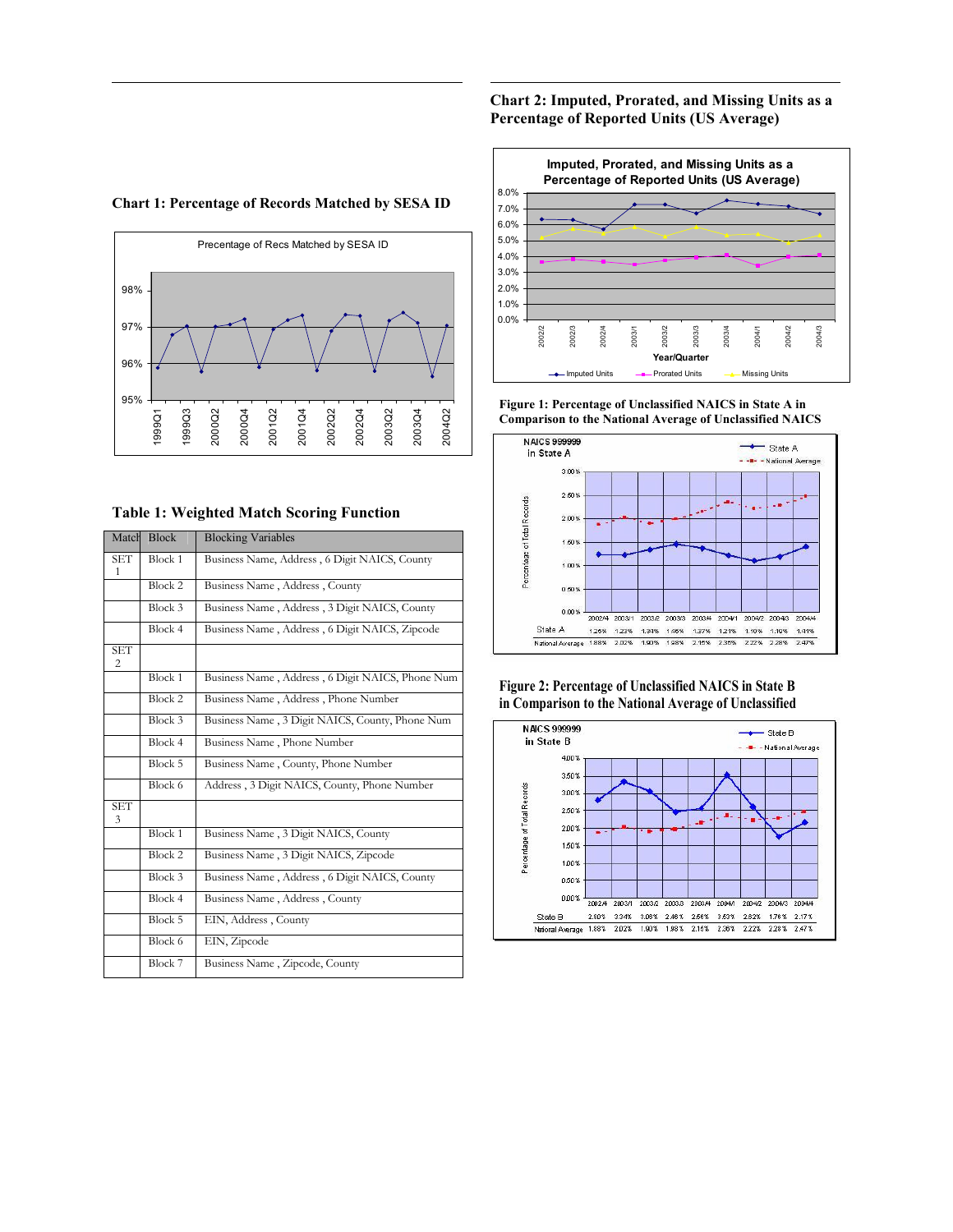**Chart 1: Percentage of Records Matched by SESA ID**

**Table 1: Weighted Match Scoring Function**

| Match | Block | Blocking Variables |
|---|---|---|
| SET 1 | Block 1 | Business Name, Address , 6 Digit NAICS, County |
| | Block 2 | Business Name , Address , County |
| | Block 3 | Business Name , Address , 3 Digit NAICS, County |
| | Block 4 | Business Name , Address , 6 Digit NAICS, Zipcode |
| SET 2 | | |
| | Block 1 | Business Name , Address , 6 Digit NAICS, Phone Num |
| | Block 2 | Business Name , Address , Phone Number |
| | Block 3 | Business Name , 3 Digit NAICS, County, Phone Num |
| | Block 4 | Business Name , Phone Number |
| | Block 5 | Business Name , County, Phone Number |
| | Block 6 | Address , 3 Digit NAICS, County, Phone Number |
| SET 3 | | |
| | Block 1 | Business Name , 3 Digit NAICS, County |
| | Block 2 | Business Name , 3 Digit NAICS, Zipcode |
| | Block 3 | Business Name , Address , 6 Digit NAICS, County |
| | Block 4 | Business Name , Address , County |
| | Block 5 | EIN, Address , County |
| | Block 6 | EIN, Zipcode |
| | Block 7 | Business Name , Zipcode, County |

**Chart 2: Imputed, Prorated, and Missing Units as a Percentage of Reported Units (US Average)**

**Figure 1: Percentage of Unclassified NAICS in State A in Comparison to the National Average of Unclassified NAICS**

| | 2002/4 | 2003/1 | 2003/2 | 2003/3 | 2003/4 | 2004/1 | 2004/2 | 2004/3 | 2004/4 |
|---|---|---|---|---|---|---|---|---|---|
| State A | 1.26% | 1.23% | 1.34% | 1.46% | 1.37% | 1.21% | 1.10% | 1.19% | 1.41% |
| National Average | 1.88% | 2.02% | 1.90% | 1.98% | 2.15% | 2.35% | 2.22% | 2.28% | 2.47% |

**Figure 2: Percentage of Unclassified NAICS in State B in Comparison to the National Average of Unclassified**

| | 2002/4 | 2003/1 | 2003/2 | 2003/3 | 2003/4 | 2004/1 | 2004/2 | 2004/3 | 2004/4 |
|---|---|---|---|---|---|---|---|---|---|
| State B | 2.80% | 3.34% | 3.08% | 2.46% | 2.56% | 3.53% | 2.62% | 1.76% | 2.17% |
| National Average | 1.88% | 2.02% | 1.90% | 1.98% | 2.15% | 2.36% | 2.22% | 2.28% | 2.47% |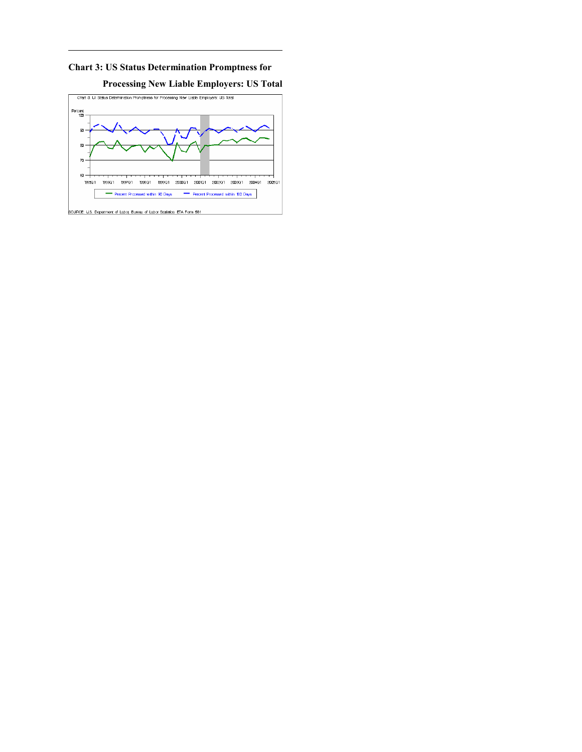**Chart 3: US Status Determination Promptness for Processing New Liable Employers: US Total**

Chart 3. UI Status Determination Promptness for Processing New Liable Employers: US Total

Percent

100

90

80

70

60

1995Q1 1996Q1 1997Q1 1998Q1 1999Q1 2000Q1 2001Q1 2002Q1 2003Q1 2004Q1 2005Q1

Percent Processed within 90 Days

Percent Processed within 180 Days

SOURCE: U.S. Department of Labor, Bureau of Labor Statistics. ETA Form 581